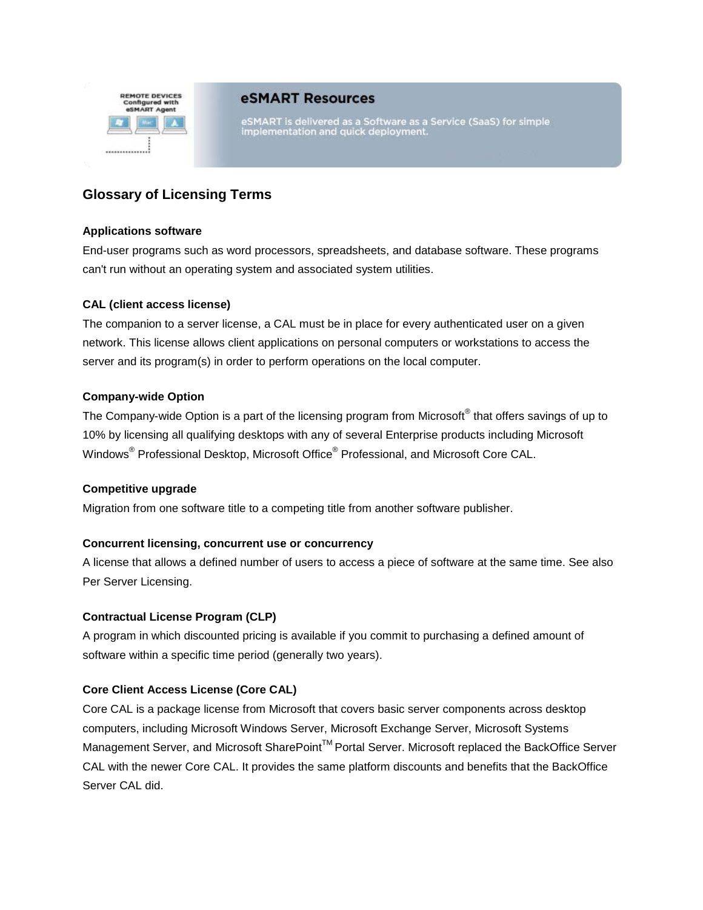## eSMART Resources

eSMART is delivered as a Software as a Service (SaaS) for simple implementation and quick deployment.

# Glossary of Licensing Terms

**Applications software**

End-user programs such as word processors, spreadsheets, and database software. These programs can't run without an operating system and associated system utilities.

**CAL (client access license)**

The companion to a server license, a CAL must be in place for every authenticated user on a given network. This license allows client applications on personal computers or workstations to access the server and its program(s) in order to perform operations on the local computer.

**Company-wide Option**

The Company-wide Option is a part of the licensing program from Microsoft® that offers savings of up to 10% by licensing all qualifying desktops with any of several Enterprise products including Microsoft Windows® Professional Desktop, Microsoft Office® Professional, and Microsoft Core CAL.

**Competitive upgrade**

Migration from one software title to a competing title from another software publisher.

**Concurrent licensing, concurrent use or concurrency**

A license that allows a defined number of users to access a piece of software at the same time. See also Per Server Licensing.

**Contractual License Program (CLP)**

A program in which discounted pricing is available if you commit to purchasing a defined amount of software within a specific time period (generally two years).

**Core Client Access License (Core CAL)**

Core CAL is a package license from Microsoft that covers basic server components across desktop computers, including Microsoft Windows Server, Microsoft Exchange Server, Microsoft Systems Management Server, and Microsoft SharePoint™ Portal Server. Microsoft replaced the BackOffice Server CAL with the newer Core CAL. It provides the same platform discounts and benefits that the BackOffice Server CAL did.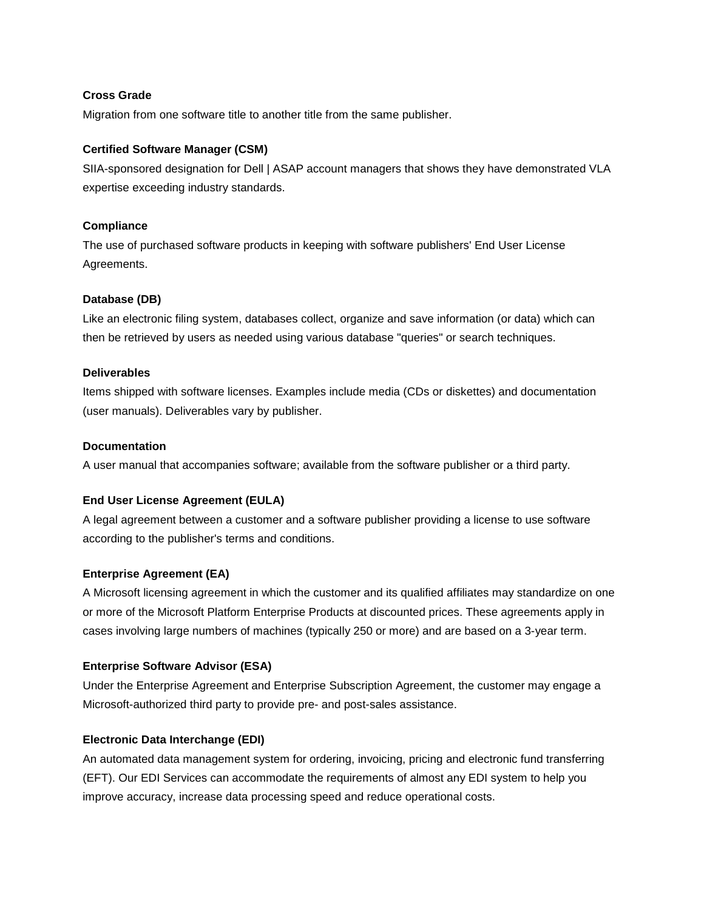**Cross Grade**

Migration from one software title to another title from the same publisher.

**Certified Software Manager (CSM)**

SIIA-sponsored designation for Dell | ASAP account managers that shows they have demonstrated VLA expertise exceeding industry standards.

**Compliance**

The use of purchased software products in keeping with software publishers' End User License Agreements.

**Database (DB)**

Like an electronic filing system, databases collect, organize and save information (or data) which can then be retrieved by users as needed using various database "queries" or search techniques.

**Deliverables**

Items shipped with software licenses. Examples include media (CDs or diskettes) and documentation (user manuals). Deliverables vary by publisher.

**Documentation**

A user manual that accompanies software; available from the software publisher or a third party.

**End User License Agreement (EULA)**

A legal agreement between a customer and a software publisher providing a license to use software according to the publisher's terms and conditions.

**Enterprise Agreement (EA)**

A Microsoft licensing agreement in which the customer and its qualified affiliates may standardize on one or more of the Microsoft Platform Enterprise Products at discounted prices. These agreements apply in cases involving large numbers of machines (typically 250 or more) and are based on a 3-year term.

**Enterprise Software Advisor (ESA)**

Under the Enterprise Agreement and Enterprise Subscription Agreement, the customer may engage a Microsoft-authorized third party to provide pre- and post-sales assistance.

**Electronic Data Interchange (EDI)**

An automated data management system for ordering, invoicing, pricing and electronic fund transferring (EFT). Our EDI Services can accommodate the requirements of almost any EDI system to help you improve accuracy, increase data processing speed and reduce operational costs.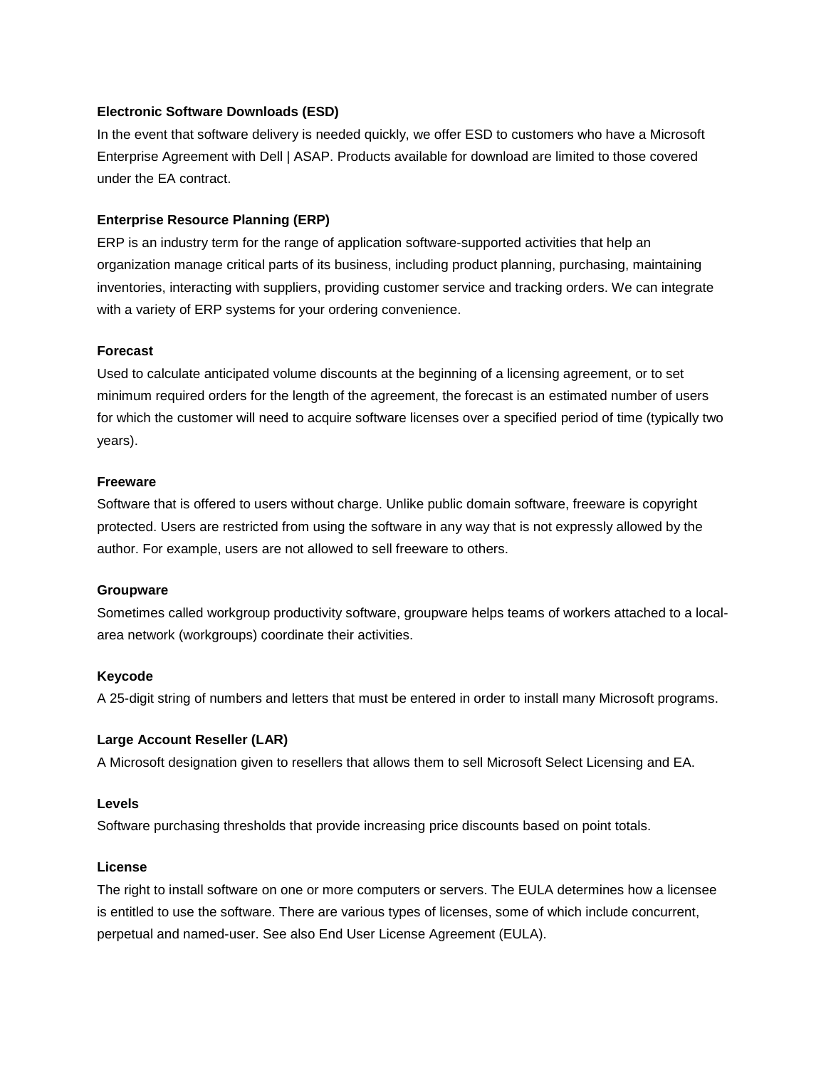**Electronic Software Downloads (ESD)**

In the event that software delivery is needed quickly, we offer ESD to customers who have a Microsoft Enterprise Agreement with Dell | ASAP. Products available for download are limited to those covered under the EA contract.

**Enterprise Resource Planning (ERP)**

ERP is an industry term for the range of application software-supported activities that help an organization manage critical parts of its business, including product planning, purchasing, maintaining inventories, interacting with suppliers, providing customer service and tracking orders. We can integrate with a variety of ERP systems for your ordering convenience.

**Forecast**

Used to calculate anticipated volume discounts at the beginning of a licensing agreement, or to set minimum required orders for the length of the agreement, the forecast is an estimated number of users for which the customer will need to acquire software licenses over a specified period of time (typically two years).

**Freeware**

Software that is offered to users without charge. Unlike public domain software, freeware is copyright protected. Users are restricted from using the software in any way that is not expressly allowed by the author. For example, users are not allowed to sell freeware to others.

**Groupware**

Sometimes called workgroup productivity software, groupware helps teams of workers attached to a local-area network (workgroups) coordinate their activities.

**Keycode**

A 25-digit string of numbers and letters that must be entered in order to install many Microsoft programs.

**Large Account Reseller (LAR)**

A Microsoft designation given to resellers that allows them to sell Microsoft Select Licensing and EA.

**Levels**

Software purchasing thresholds that provide increasing price discounts based on point totals.

**License**

The right to install software on one or more computers or servers. The EULA determines how a licensee is entitled to use the software. There are various types of licenses, some of which include concurrent, perpetual and named-user. See also End User License Agreement (EULA).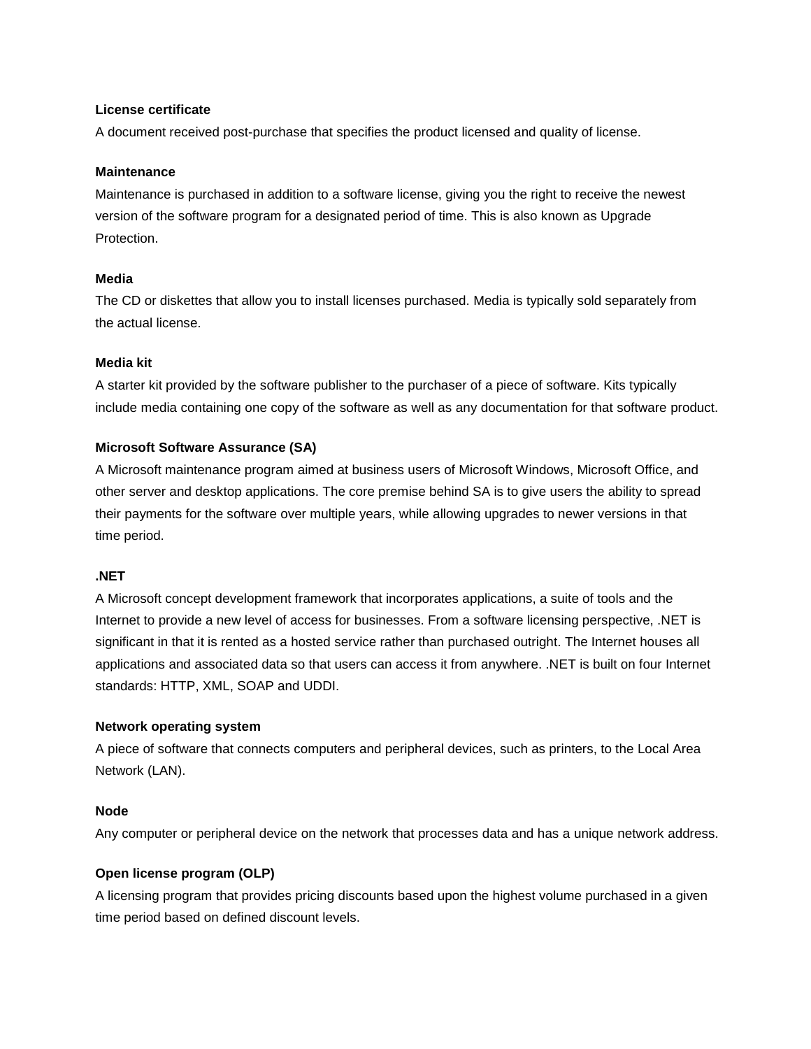**License certificate**

A document received post-purchase that specifies the product licensed and quality of license.

**Maintenance**

Maintenance is purchased in addition to a software license, giving you the right to receive the newest version of the software program for a designated period of time. This is also known as Upgrade Protection.

**Media**

The CD or diskettes that allow you to install licenses purchased. Media is typically sold separately from the actual license.

**Media kit**

A starter kit provided by the software publisher to the purchaser of a piece of software. Kits typically include media containing one copy of the software as well as any documentation for that software product.

**Microsoft Software Assurance (SA)**

A Microsoft maintenance program aimed at business users of Microsoft Windows, Microsoft Office, and other server and desktop applications. The core premise behind SA is to give users the ability to spread their payments for the software over multiple years, while allowing upgrades to newer versions in that time period.

**.NET**

A Microsoft concept development framework that incorporates applications, a suite of tools and the Internet to provide a new level of access for businesses. From a software licensing perspective, .NET is significant in that it is rented as a hosted service rather than purchased outright. The Internet houses all applications and associated data so that users can access it from anywhere. .NET is built on four Internet standards: HTTP, XML, SOAP and UDDI.

**Network operating system**

A piece of software that connects computers and peripheral devices, such as printers, to the Local Area Network (LAN).

**Node**

Any computer or peripheral device on the network that processes data and has a unique network address.

**Open license program (OLP)**

A licensing program that provides pricing discounts based upon the highest volume purchased in a given time period based on defined discount levels.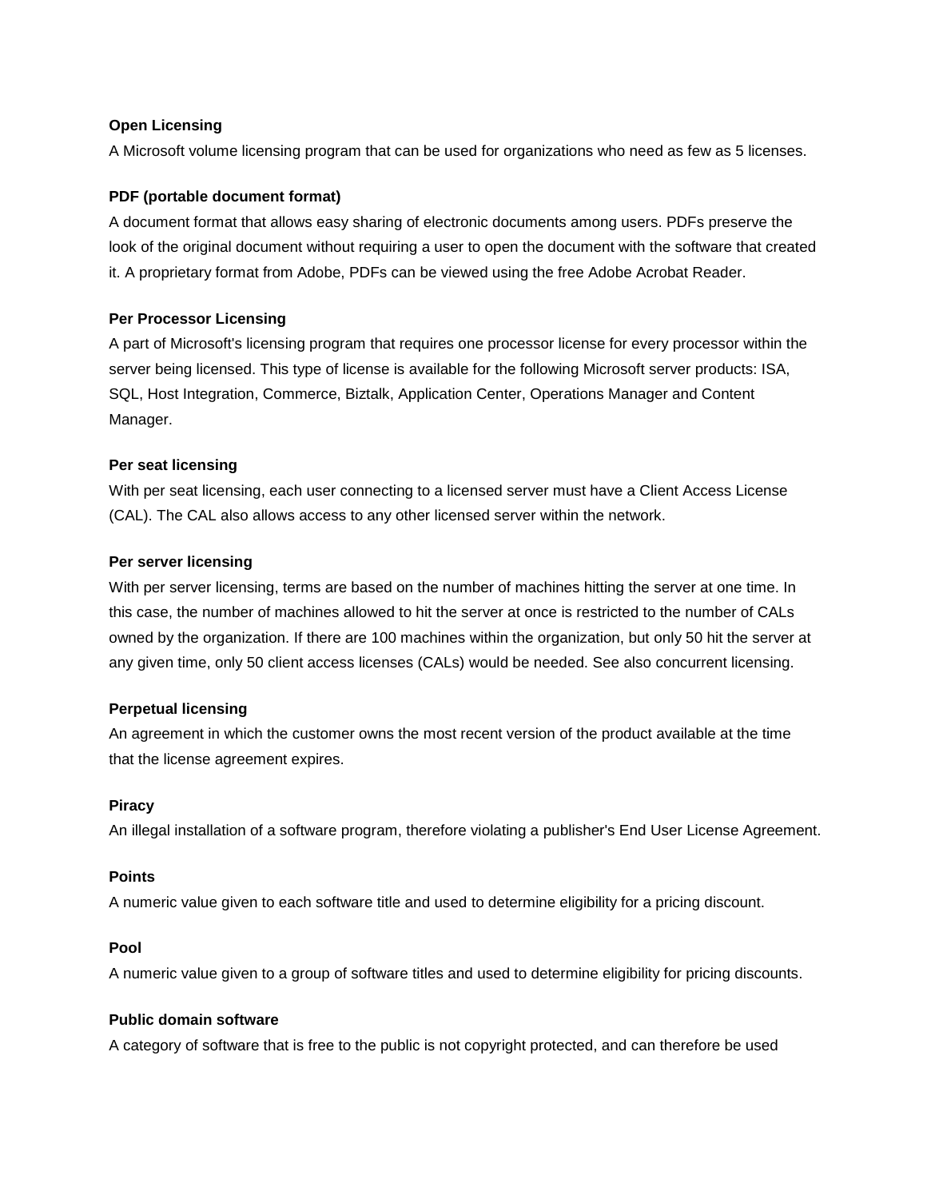**Open Licensing**

A Microsoft volume licensing program that can be used for organizations who need as few as 5 licenses.

**PDF (portable document format)**

A document format that allows easy sharing of electronic documents among users. PDFs preserve the look of the original document without requiring a user to open the document with the software that created it. A proprietary format from Adobe, PDFs can be viewed using the free Adobe Acrobat Reader.

**Per Processor Licensing**

A part of Microsoft's licensing program that requires one processor license for every processor within the server being licensed. This type of license is available for the following Microsoft server products: ISA, SQL, Host Integration, Commerce, Biztalk, Application Center, Operations Manager and Content Manager.

**Per seat licensing**

With per seat licensing, each user connecting to a licensed server must have a Client Access License (CAL). The CAL also allows access to any other licensed server within the network.

**Per server licensing**

With per server licensing, terms are based on the number of machines hitting the server at one time. In this case, the number of machines allowed to hit the server at once is restricted to the number of CALs owned by the organization. If there are 100 machines within the organization, but only 50 hit the server at any given time, only 50 client access licenses (CALs) would be needed. See also concurrent licensing.

**Perpetual licensing**

An agreement in which the customer owns the most recent version of the product available at the time that the license agreement expires.

**Piracy**

An illegal installation of a software program, therefore violating a publisher's End User License Agreement.

**Points**

A numeric value given to each software title and used to determine eligibility for a pricing discount.

**Pool**

A numeric value given to a group of software titles and used to determine eligibility for pricing discounts.

**Public domain software**

A category of software that is free to the public is not copyright protected, and can therefore be used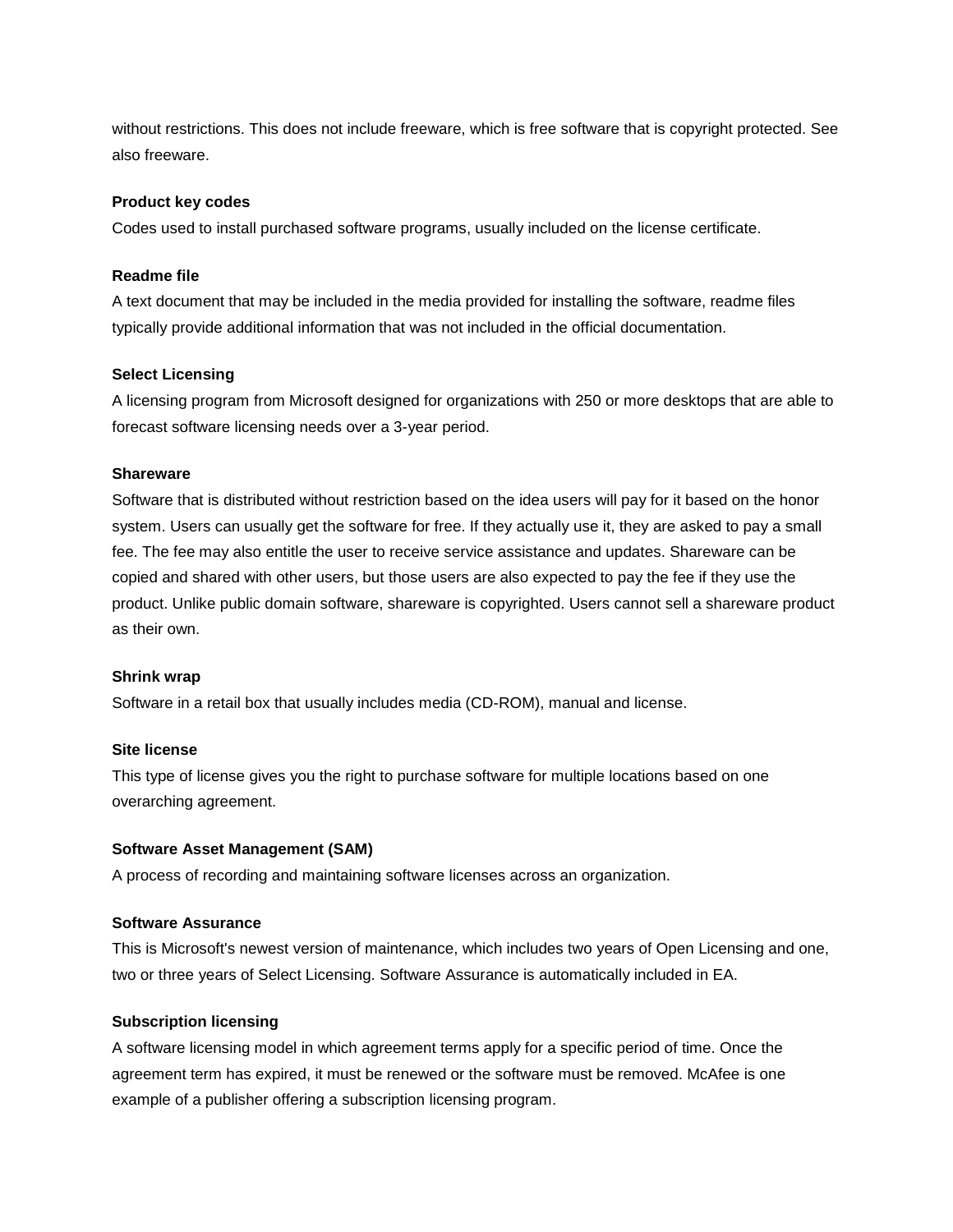without restrictions. This does not include freeware, which is free software that is copyright protected. See also freeware.

**Product key codes**

Codes used to install purchased software programs, usually included on the license certificate.

**Readme file**

A text document that may be included in the media provided for installing the software, readme files typically provide additional information that was not included in the official documentation.

**Select Licensing**

A licensing program from Microsoft designed for organizations with 250 or more desktops that are able to forecast software licensing needs over a 3-year period.

**Shareware**

Software that is distributed without restriction based on the idea users will pay for it based on the honor system. Users can usually get the software for free. If they actually use it, they are asked to pay a small fee. The fee may also entitle the user to receive service assistance and updates. Shareware can be copied and shared with other users, but those users are also expected to pay the fee if they use the product. Unlike public domain software, shareware is copyrighted. Users cannot sell a shareware product as their own.

**Shrink wrap**

Software in a retail box that usually includes media (CD-ROM), manual and license.

**Site license**

This type of license gives you the right to purchase software for multiple locations based on one overarching agreement.

**Software Asset Management (SAM)**

A process of recording and maintaining software licenses across an organization.

**Software Assurance**

This is Microsoft's newest version of maintenance, which includes two years of Open Licensing and one, two or three years of Select Licensing. Software Assurance is automatically included in EA.

**Subscription licensing**

A software licensing model in which agreement terms apply for a specific period of time. Once the agreement term has expired, it must be renewed or the software must be removed. McAfee is one example of a publisher offering a subscription licensing program.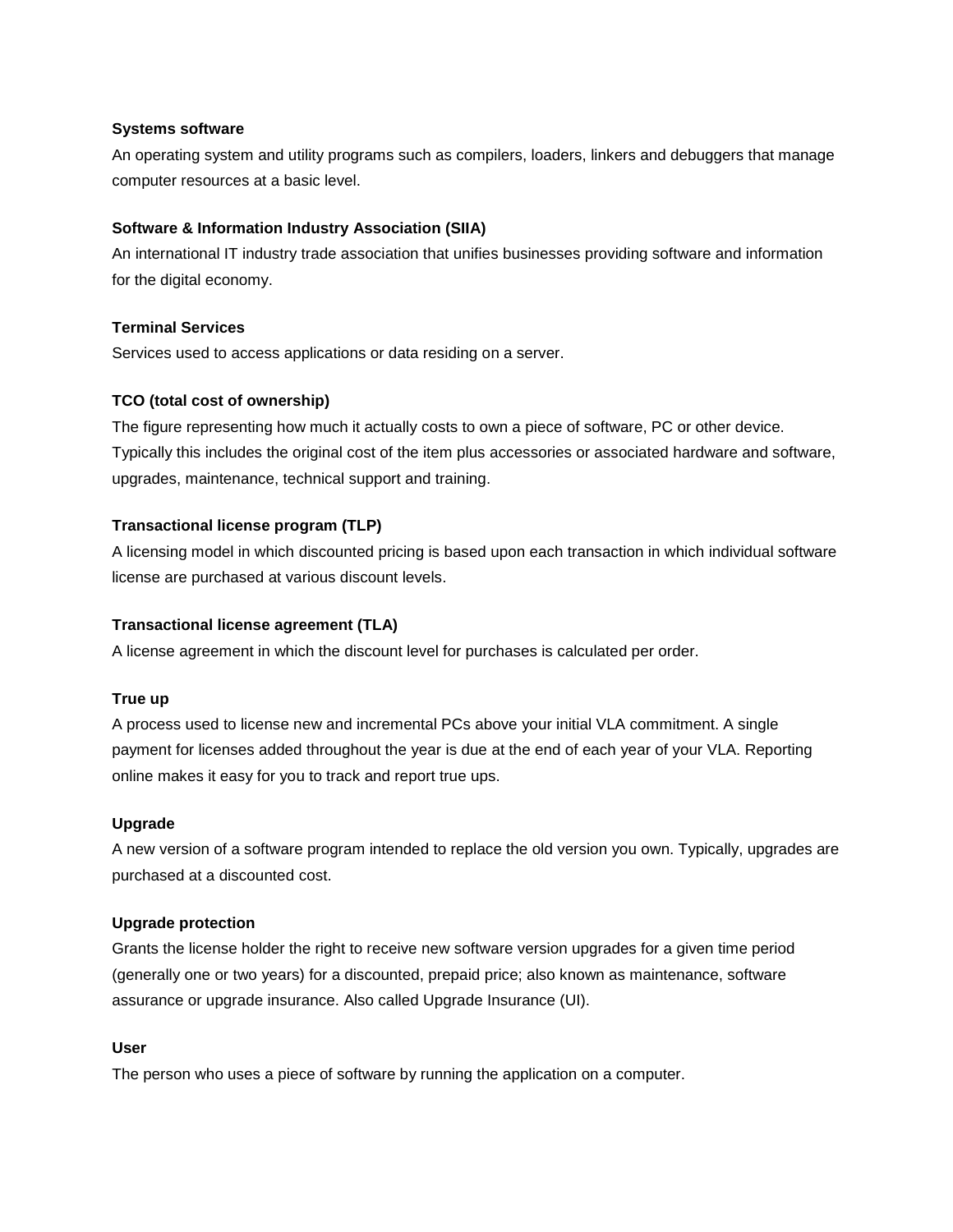**Systems software**

An operating system and utility programs such as compilers, loaders, linkers and debuggers that manage computer resources at a basic level.

**Software & Information Industry Association (SIIA)**

An international IT industry trade association that unifies businesses providing software and information for the digital economy.

**Terminal Services**

Services used to access applications or data residing on a server.

**TCO (total cost of ownership)**

The figure representing how much it actually costs to own a piece of software, PC or other device. Typically this includes the original cost of the item plus accessories or associated hardware and software, upgrades, maintenance, technical support and training.

**Transactional license program (TLP)**

A licensing model in which discounted pricing is based upon each transaction in which individual software license are purchased at various discount levels.

**Transactional license agreement (TLA)**

A license agreement in which the discount level for purchases is calculated per order.

**True up**

A process used to license new and incremental PCs above your initial VLA commitment. A single payment for licenses added throughout the year is due at the end of each year of your VLA. Reporting online makes it easy for you to track and report true ups.

**Upgrade**

A new version of a software program intended to replace the old version you own. Typically, upgrades are purchased at a discounted cost.

**Upgrade protection**

Grants the license holder the right to receive new software version upgrades for a given time period (generally one or two years) for a discounted, prepaid price; also known as maintenance, software assurance or upgrade insurance. Also called Upgrade Insurance (UI).

**User**

The person who uses a piece of software by running the application on a computer.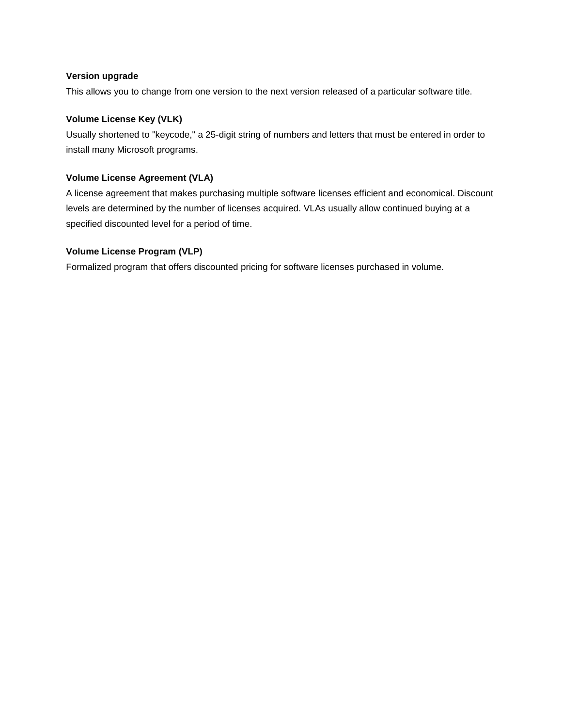**Version upgrade**

This allows you to change from one version to the next version released of a particular software title.

**Volume License Key (VLK)**

Usually shortened to "keycode," a 25-digit string of numbers and letters that must be entered in order to install many Microsoft programs.

**Volume License Agreement (VLA)**

A license agreement that makes purchasing multiple software licenses efficient and economical. Discount levels are determined by the number of licenses acquired. VLAs usually allow continued buying at a specified discounted level for a period of time.

**Volume License Program (VLP)**

Formalized program that offers discounted pricing for software licenses purchased in volume.